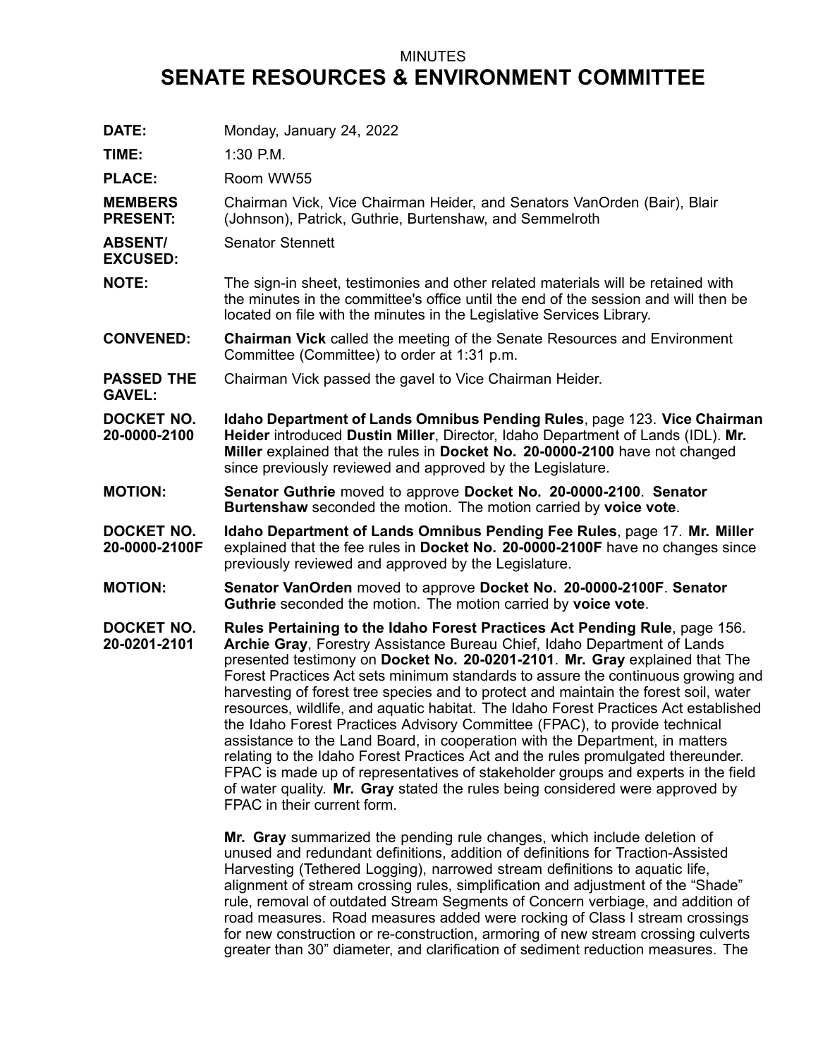MINUTES

# SENATE RESOURCES & ENVIRONMENT COMMITTEE

**DATE:** Monday, January 24, 2022

**TIME:** 1:30 P.M.

**PLACE:** Room WW55

**MEMBERS PRESENT:** Chairman Vick, Vice Chairman Heider, and Senators VanOrden (Bair), Blair (Johnson), Patrick, Guthrie, Burtenshaw, and Semmelroth

**ABSENT/ EXCUSED:** Senator Stennett

**NOTE:** The sign-in sheet, testimonies and other related materials will be retained with the minutes in the committee's office until the end of the session and will then be located on file with the minutes in the Legislative Services Library.

**CONVENED:** **Chairman Vick** called the meeting of the Senate Resources and Environment Committee (Committee) to order at 1:31 p.m.

**PASSED THE GAVEL:** Chairman Vick passed the gavel to Vice Chairman Heider.

**DOCKET NO. 20-0000-2100** **Idaho Department of Lands Omnibus Pending Rules**, page 123. **Vice Chairman Heider** introduced **Dustin Miller**, Director, Idaho Department of Lands (IDL). **Mr. Miller** explained that the rules in **Docket No. 20-0000-2100** have not changed since previously reviewed and approved by the Legislature.

**MOTION:** **Senator Guthrie** moved to approve **Docket No. 20-0000-2100**. **Senator Burtenshaw** seconded the motion. The motion carried by **voice vote**.

**DOCKET NO. 20-0000-2100F** **Idaho Department of Lands Omnibus Pending Fee Rules**, page 17. **Mr. Miller** explained that the fee rules in **Docket No. 20-0000-2100F** have no changes since previously reviewed and approved by the Legislature.

**MOTION:** **Senator VanOrden** moved to approve **Docket No. 20-0000-2100F**. **Senator Guthrie** seconded the motion. The motion carried by **voice vote**.

**DOCKET NO. 20-0201-2101** **Rules Pertaining to the Idaho Forest Practices Act Pending Rule**, page 156. **Archie Gray**, Forestry Assistance Bureau Chief, Idaho Department of Lands presented testimony on **Docket No. 20-0201-2101**. **Mr. Gray** explained that The Forest Practices Act sets minimum standards to assure the continuous growing and harvesting of forest tree species and to protect and maintain the forest soil, water resources, wildlife, and aquatic habitat. The Idaho Forest Practices Act established the Idaho Forest Practices Advisory Committee (FPAC), to provide technical assistance to the Land Board, in cooperation with the Department, in matters relating to the Idaho Forest Practices Act and the rules promulgated thereunder. FPAC is made up of representatives of stakeholder groups and experts in the field of water quality. **Mr. Gray** stated the rules being considered were approved by FPAC in their current form.

**Mr. Gray** summarized the pending rule changes, which include deletion of unused and redundant definitions, addition of definitions for Traction-Assisted Harvesting (Tethered Logging), narrowed stream definitions to aquatic life, alignment of stream crossing rules, simplification and adjustment of the "Shade" rule, removal of outdated Stream Segments of Concern verbiage, and addition of road measures. Road measures added were rocking of Class I stream crossings for new construction or re-construction, armoring of new stream crossing culverts greater than 30" diameter, and clarification of sediment reduction measures. The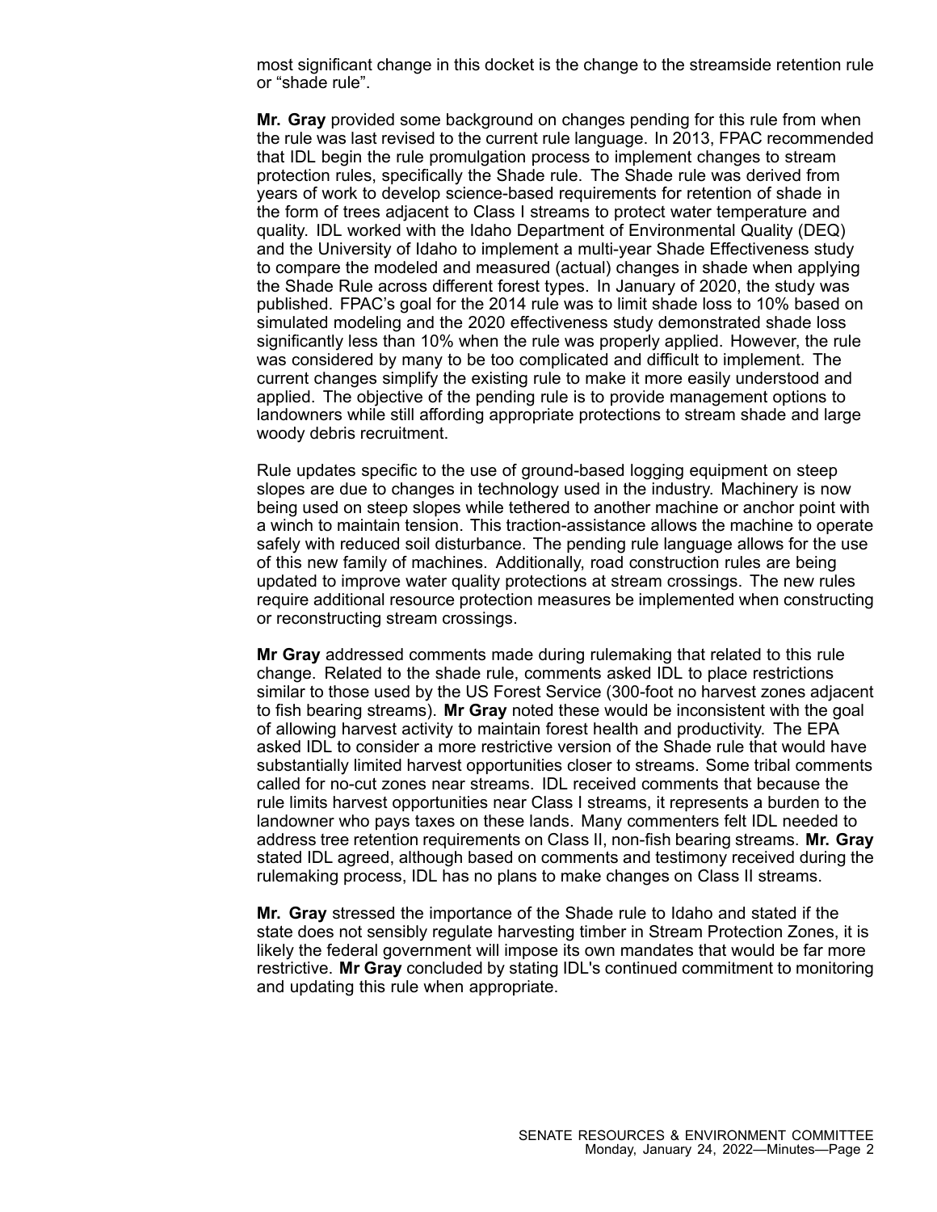most significant change in this docket is the change to the streamside retention rule or "shade rule".

**Mr. Gray** provided some background on changes pending for this rule from when the rule was last revised to the current rule language. In 2013, FPAC recommended that IDL begin the rule promulgation process to implement changes to stream protection rules, specifically the Shade rule. The Shade rule was derived from years of work to develop science-based requirements for retention of shade in the form of trees adjacent to Class I streams to protect water temperature and quality. IDL worked with the Idaho Department of Environmental Quality (DEQ) and the University of Idaho to implement a multi-year Shade Effectiveness study to compare the modeled and measured (actual) changes in shade when applying the Shade Rule across different forest types. In January of 2020, the study was published. FPAC's goal for the 2014 rule was to limit shade loss to 10% based on simulated modeling and the 2020 effectiveness study demonstrated shade loss significantly less than 10% when the rule was properly applied. However, the rule was considered by many to be too complicated and difficult to implement. The current changes simplify the existing rule to make it more easily understood and applied. The objective of the pending rule is to provide management options to landowners while still affording appropriate protections to stream shade and large woody debris recruitment.

Rule updates specific to the use of ground-based logging equipment on steep slopes are due to changes in technology used in the industry. Machinery is now being used on steep slopes while tethered to another machine or anchor point with a winch to maintain tension. This traction-assistance allows the machine to operate safely with reduced soil disturbance. The pending rule language allows for the use of this new family of machines. Additionally, road construction rules are being updated to improve water quality protections at stream crossings. The new rules require additional resource protection measures be implemented when constructing or reconstructing stream crossings.

**Mr Gray** addressed comments made during rulemaking that related to this rule change. Related to the shade rule, comments asked IDL to place restrictions similar to those used by the US Forest Service (300-foot no harvest zones adjacent to fish bearing streams). **Mr Gray** noted these would be inconsistent with the goal of allowing harvest activity to maintain forest health and productivity. The EPA asked IDL to consider a more restrictive version of the Shade rule that would have substantially limited harvest opportunities closer to streams. Some tribal comments called for no-cut zones near streams. IDL received comments that because the rule limits harvest opportunities near Class I streams, it represents a burden to the landowner who pays taxes on these lands. Many commenters felt IDL needed to address tree retention requirements on Class II, non-fish bearing streams. **Mr. Gray** stated IDL agreed, although based on comments and testimony received during the rulemaking process, IDL has no plans to make changes on Class II streams.

**Mr. Gray** stressed the importance of the Shade rule to Idaho and stated if the state does not sensibly regulate harvesting timber in Stream Protection Zones, it is likely the federal government will impose its own mandates that would be far more restrictive. **Mr Gray** concluded by stating IDL's continued commitment to monitoring and updating this rule when appropriate.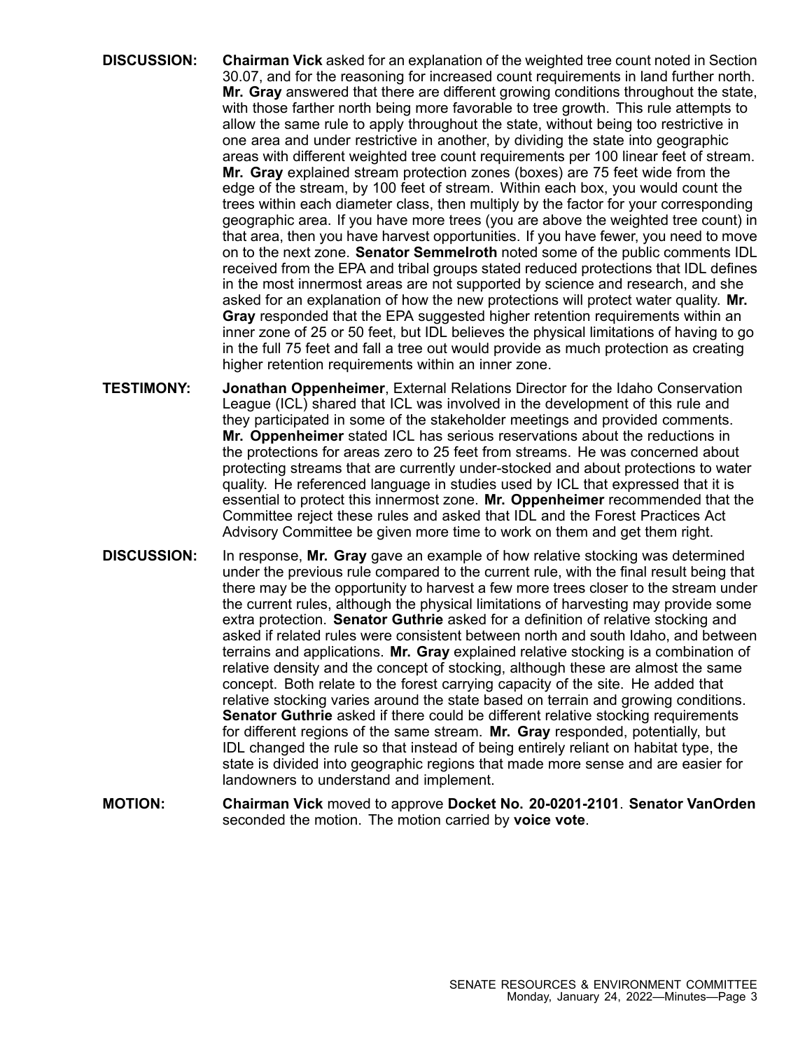**DISCUSSION:** **Chairman Vick** asked for an explanation of the weighted tree count noted in Section 30.07, and for the reasoning for increased count requirements in land further north. **Mr. Gray** answered that there are different growing conditions throughout the state, with those farther north being more favorable to tree growth. This rule attempts to allow the same rule to apply throughout the state, without being too restrictive in one area and under restrictive in another, by dividing the state into geographic areas with different weighted tree count requirements per 100 linear feet of stream. **Mr. Gray** explained stream protection zones (boxes) are 75 feet wide from the edge of the stream, by 100 feet of stream. Within each box, you would count the trees within each diameter class, then multiply by the factor for your corresponding geographic area. If you have more trees (you are above the weighted tree count) in that area, then you have harvest opportunities. If you have fewer, you need to move on to the next zone. **Senator Semmelroth** noted some of the public comments IDL received from the EPA and tribal groups stated reduced protections that IDL defines in the most innermost areas are not supported by science and research, and she asked for an explanation of how the new protections will protect water quality. **Mr. Gray** responded that the EPA suggested higher retention requirements within an inner zone of 25 or 50 feet, but IDL believes the physical limitations of having to go in the full 75 feet and fall a tree out would provide as much protection as creating higher retention requirements within an inner zone.

**TESTIMONY:** **Jonathan Oppenheimer**, External Relations Director for the Idaho Conservation League (ICL) shared that ICL was involved in the development of this rule and they participated in some of the stakeholder meetings and provided comments. **Mr. Oppenheimer** stated ICL has serious reservations about the reductions in the protections for areas zero to 25 feet from streams. He was concerned about protecting streams that are currently under-stocked and about protections to water quality. He referenced language in studies used by ICL that expressed that it is essential to protect this innermost zone. **Mr. Oppenheimer** recommended that the Committee reject these rules and asked that IDL and the Forest Practices Act Advisory Committee be given more time to work on them and get them right.

**DISCUSSION:** In response, **Mr. Gray** gave an example of how relative stocking was determined under the previous rule compared to the current rule, with the final result being that there may be the opportunity to harvest a few more trees closer to the stream under the current rules, although the physical limitations of harvesting may provide some extra protection. **Senator Guthrie** asked for a definition of relative stocking and asked if related rules were consistent between north and south Idaho, and between terrains and applications. **Mr. Gray** explained relative stocking is a combination of relative density and the concept of stocking, although these are almost the same concept. Both relate to the forest carrying capacity of the site. He added that relative stocking varies around the state based on terrain and growing conditions. **Senator Guthrie** asked if there could be different relative stocking requirements for different regions of the same stream. **Mr. Gray** responded, potentially, but IDL changed the rule so that instead of being entirely reliant on habitat type, the state is divided into geographic regions that made more sense and are easier for landowners to understand and implement.

**MOTION:** **Chairman Vick** moved to approve **Docket No. 20-0201-2101**. **Senator VanOrden** seconded the motion. The motion carried by **voice vote**.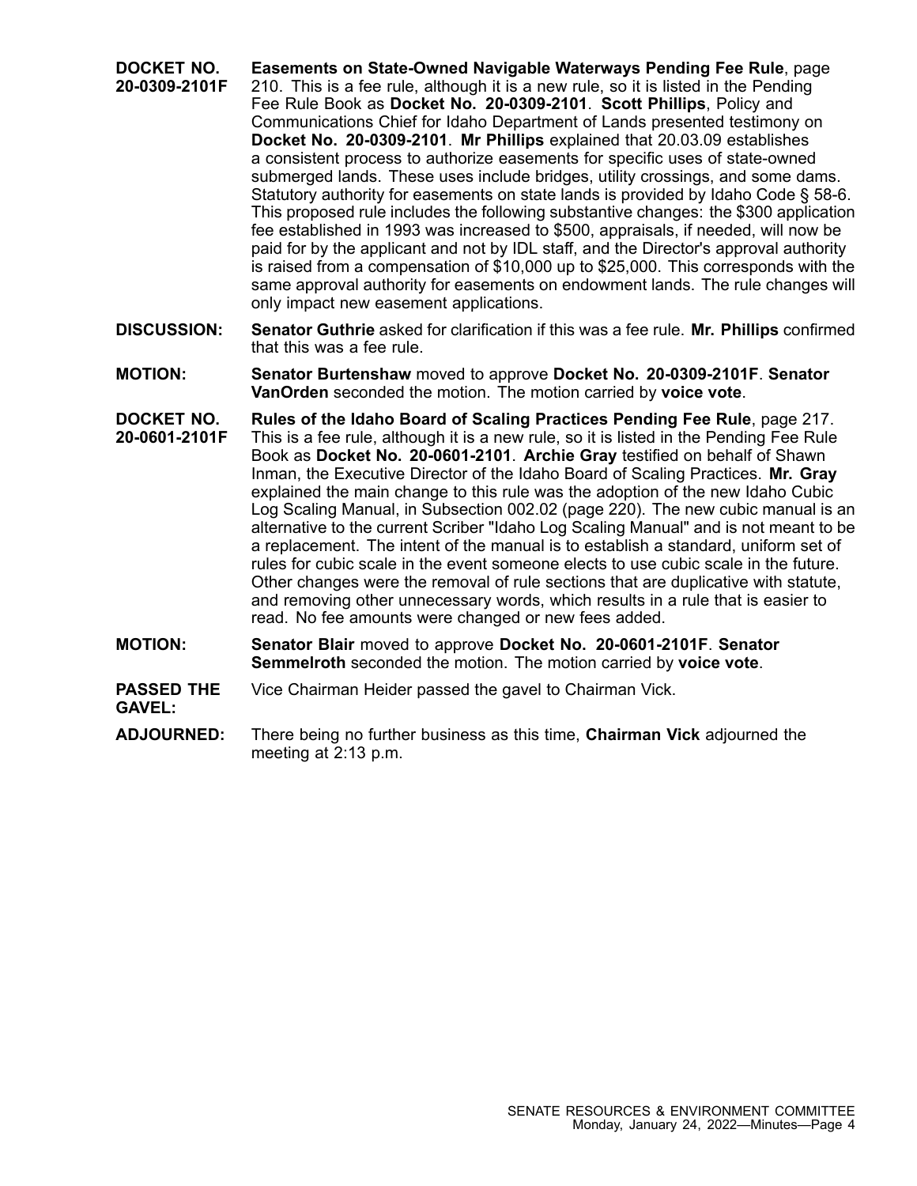**DOCKET NO. 20-0309-2101F** — **Easements on State-Owned Navigable Waterways Pending Fee Rule**, page 210. This is a fee rule, although it is a new rule, so it is listed in the Pending Fee Rule Book as **Docket No. 20-0309-2101**. **Scott Phillips**, Policy and Communications Chief for Idaho Department of Lands presented testimony on **Docket No. 20-0309-2101**. **Mr Phillips** explained that 20.03.09 establishes a consistent process to authorize easements for specific uses of state-owned submerged lands. These uses include bridges, utility crossings, and some dams. Statutory authority for easements on state lands is provided by Idaho Code § 58-6. This proposed rule includes the following substantive changes: the $300 application fee established in 1993 was increased to $500, appraisals, if needed, will now be paid for by the applicant and not by IDL staff, and the Director's approval authority is raised from a compensation of $10,000 up to $25,000. This corresponds with the same approval authority for easements on endowment lands. The rule changes will only impact new easement applications.

**DISCUSSION:** **Senator Guthrie** asked for clarification if this was a fee rule. **Mr. Phillips** confirmed that this was a fee rule.

**MOTION:** **Senator Burtenshaw** moved to approve **Docket No. 20-0309-2101F**. **Senator VanOrden** seconded the motion. The motion carried by **voice vote**.

**DOCKET NO. 20-0601-2101F** — **Rules of the Idaho Board of Scaling Practices Pending Fee Rule**, page 217. This is a fee rule, although it is a new rule, so it is listed in the Pending Fee Rule Book as **Docket No. 20-0601-2101**. **Archie Gray** testified on behalf of Shawn Inman, the Executive Director of the Idaho Board of Scaling Practices. **Mr. Gray** explained the main change to this rule was the adoption of the new Idaho Cubic Log Scaling Manual, in Subsection 002.02 (page 220). The new cubic manual is an alternative to the current Scriber "Idaho Log Scaling Manual" and is not meant to be a replacement. The intent of the manual is to establish a standard, uniform set of rules for cubic scale in the event someone elects to use cubic scale in the future. Other changes were the removal of rule sections that are duplicative with statute, and removing other unnecessary words, which results in a rule that is easier to read. No fee amounts were changed or new fees added.

**MOTION:** **Senator Blair** moved to approve **Docket No. 20-0601-2101F**. **Senator Semmelroth** seconded the motion. The motion carried by **voice vote**.

**PASSED THE GAVEL:** Vice Chairman Heider passed the gavel to Chairman Vick.

**ADJOURNED:** There being no further business as this time, **Chairman Vick** adjourned the meeting at 2:13 p.m.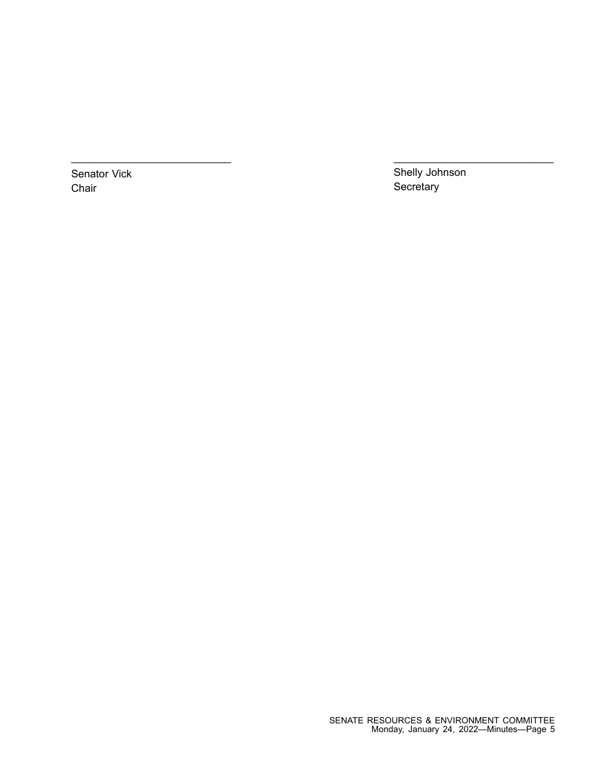___________________________ 
Senator Vick 
Chair

___________________________ 
Shelly Johnson 
Secretary